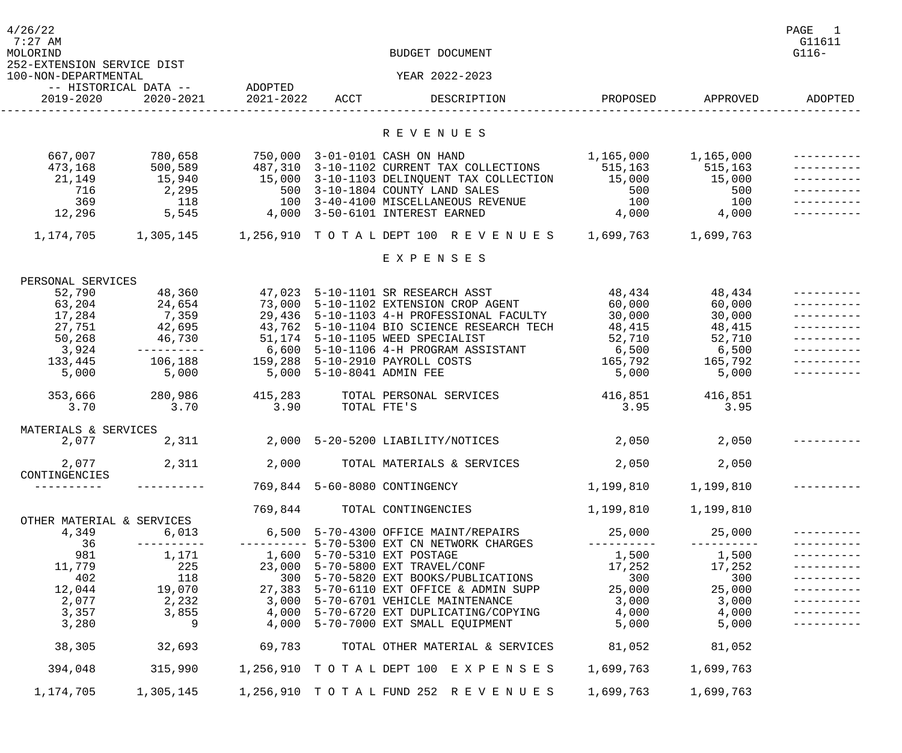MOLORIND

BUDGET DOCUMENT

252-EXTENSION SERVICE DIST

100-NON-DEPARTMENTAL

YEAR 2022-2023

| -- HISTORICAL DATA -- 2019-2020 | 2020-2021 | ADOPTED 2021-2022 | ACCT | DESCRIPTION | PROPOSED | APPROVED | ADOPTED |
|---|---|---|---|---|---|---|---|
| | | | | **R E V E N U E S** | | | |
| 667,007 | 780,658 | 750,000 | 3-01-0101 | CASH ON HAND | 1,165,000 | 1,165,000 | ---------- |
| 473,168 | 500,589 | 487,310 | 3-10-1102 | CURRENT TAX COLLECTIONS | 515,163 | 515,163 | ---------- |
| 21,149 | 15,940 | 15,000 | 3-10-1103 | DELINQUENT TAX COLLECTION | 15,000 | 15,000 | ---------- |
| 716 | 2,295 | 500 | 3-10-1804 | COUNTY LAND SALES | 500 | 500 | ---------- |
| 369 | 118 | 100 | 3-40-4100 | MISCELLANEOUS REVENUE | 100 | 100 | ---------- |
| 12,296 | 5,545 | 4,000 | 3-50-6101 | INTEREST EARNED | 4,000 | 4,000 | ---------- |
| 1,174,705 | 1,305,145 | 1,256,910 | T O T A L | DEPT 100 R E V E N U E S | 1,699,763 | 1,699,763 | |
| | | | | **E X P E N S E S** | | | |
| PERSONAL SERVICES | | | | | | | |
| 52,790 | 48,360 | 47,023 | 5-10-1101 | SR RESEARCH ASST | 48,434 | 48,434 | ---------- |
| 63,204 | 24,654 | 73,000 | 5-10-1102 | EXTENSION CROP AGENT | 60,000 | 60,000 | ---------- |
| 17,284 | 7,359 | 29,436 | 5-10-1103 | 4-H PROFESSIONAL FACULTY | 30,000 | 30,000 | ---------- |
| 27,751 | 42,695 | 43,762 | 5-10-1104 | BIO SCIENCE RESEARCH TECH | 48,415 | 48,415 | ---------- |
| 50,268 | 46,730 | 51,174 | 5-10-1105 | WEED SPECIALIST | 52,710 | 52,710 | ---------- |
| 3,924 | ---------- | 6,600 | 5-10-1106 | 4-H PROGRAM ASSISTANT | 6,500 | 6,500 | ---------- |
| 133,445 | 106,188 | 159,288 | 5-10-2910 | PAYROLL COSTS | 165,792 | 165,792 | ---------- |
| 5,000 | 5,000 | 5,000 | 5-10-8041 | ADMIN FEE | 5,000 | 5,000 | ---------- |
| 353,666 | 280,986 | 415,283 | | TOTAL PERSONAL SERVICES | 416,851 | 416,851 | |
| 3.70 | 3.70 | 3.90 | | TOTAL FTE'S | 3.95 | 3.95 | |
| MATERIALS & SERVICES | | | | | | | |
| 2,077 | 2,311 | 2,000 | 5-20-5200 | LIABILITY/NOTICES | 2,050 | 2,050 | ---------- |
| 2,077 | 2,311 | 2,000 | | TOTAL MATERIALS & SERVICES | 2,050 | 2,050 | |
| CONTINGENCIES | | | | | | | |
| ---------- | ---------- | 769,844 | 5-60-8080 | CONTINGENCY | 1,199,810 | 1,199,810 | ---------- |
| | | 769,844 | | TOTAL CONTINGENCIES | 1,199,810 | 1,199,810 | |
| OTHER MATERIAL & SERVICES | | | | | | | |
| 4,349 | 6,013 | 6,500 | 5-70-4300 | OFFICE MAINT/REPAIRS | 25,000 | 25,000 | ---------- |
| 36 | ---------- | ---------- | 5-70-5300 | EXT CN NETWORK CHARGES | ---------- | ---------- | ---------- |
| 981 | 1,171 | 1,600 | 5-70-5310 | EXT POSTAGE | 1,500 | 1,500 | ---------- |
| 11,779 | 225 | 23,000 | 5-70-5800 | EXT TRAVEL/CONF | 17,252 | 17,252 | ---------- |
| 402 | 118 | 300 | 5-70-5820 | EXT BOOKS/PUBLICATIONS | 300 | 300 | ---------- |
| 12,044 | 19,070 | 27,383 | 5-70-6110 | EXT OFFICE & ADMIN SUPP | 25,000 | 25,000 | ---------- |
| 2,077 | 2,232 | 3,000 | 5-70-6701 | VEHICLE MAINTENANCE | 3,000 | 3,000 | ---------- |
| 3,357 | 3,855 | 4,000 | 5-70-6720 | EXT DUPLICATING/COPYING | 4,000 | 4,000 | ---------- |
| 3,280 | 9 | 4,000 | 5-70-7000 | EXT SMALL EQUIPMENT | 5,000 | 5,000 | ---------- |
| 38,305 | 32,693 | 69,783 | | TOTAL OTHER MATERIAL & SERVICES | 81,052 | 81,052 | |
| 394,048 | 315,990 | 1,256,910 | T O T A L | DEPT 100 E X P E N S E S | 1,699,763 | 1,699,763 | |
| 1,174,705 | 1,305,145 | 1,256,910 | T O T A L | FUND 252 R E V E N U E S | 1,699,763 | 1,699,763 | |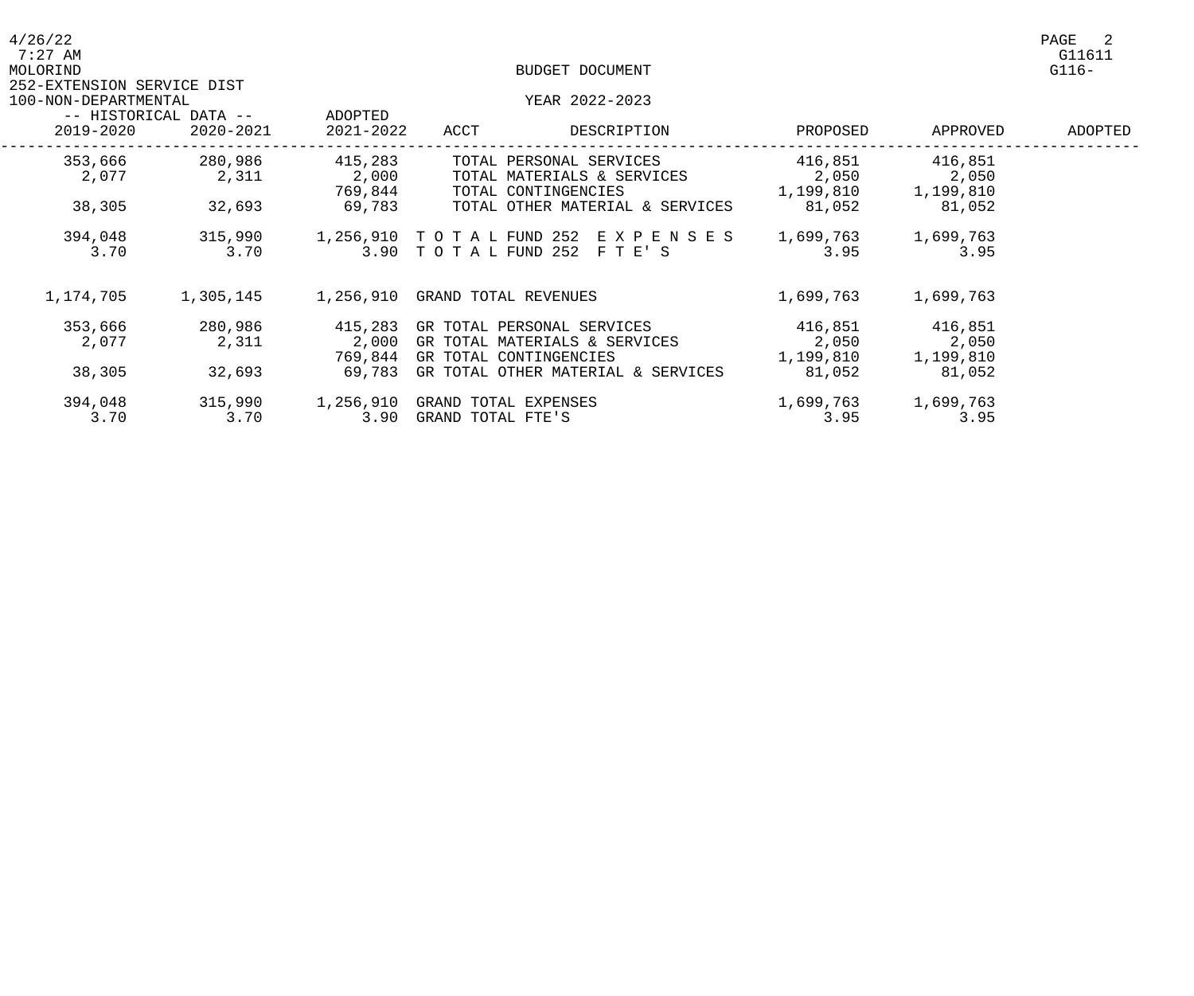BUDGET DOCUMENT

252-EXTENSION SERVICE DIST

100-NON-DEPARTMENTAL

YEAR 2022-2023

| -- HISTORICAL DATA -- 2019-2020 | 2020-2021 | ADOPTED 2021-2022 | ACCT | DESCRIPTION | PROPOSED | APPROVED | ADOPTED |
|---|---|---|---|---|---|---|---|
| 353,666 | 280,986 | 415,283 | | TOTAL PERSONAL SERVICES | 416,851 | 416,851 | |
| 2,077 | 2,311 | 2,000 | | TOTAL MATERIALS & SERVICES | 2,050 | 2,050 | |
| | | 769,844 | | TOTAL CONTINGENCIES | 1,199,810 | 1,199,810 | |
| 38,305 | 32,693 | 69,783 | | TOTAL OTHER MATERIAL & SERVICES | 81,052 | 81,052 | |
| 394,048 | 315,990 | 1,256,910 | | T O T A L FUND 252 E X P E N S E S | 1,699,763 | 1,699,763 | |
| 3.70 | 3.70 | 3.90 | | T O T A L FUND 252 F T E' S | 3.95 | 3.95 | |
| 1,174,705 | 1,305,145 | 1,256,910 | | GRAND TOTAL REVENUES | 1,699,763 | 1,699,763 | |
| 353,666 | 280,986 | 415,283 | | GR TOTAL PERSONAL SERVICES | 416,851 | 416,851 | |
| 2,077 | 2,311 | 2,000 | | GR TOTAL MATERIALS & SERVICES | 2,050 | 2,050 | |
| | | 769,844 | | GR TOTAL CONTINGENCIES | 1,199,810 | 1,199,810 | |
| 38,305 | 32,693 | 69,783 | | GR TOTAL OTHER MATERIAL & SERVICES | 81,052 | 81,052 | |
| 394,048 | 315,990 | 1,256,910 | | GRAND TOTAL EXPENSES | 1,699,763 | 1,699,763 | |
| 3.70 | 3.70 | 3.90 | | GRAND TOTAL FTE'S | 3.95 | 3.95 | |